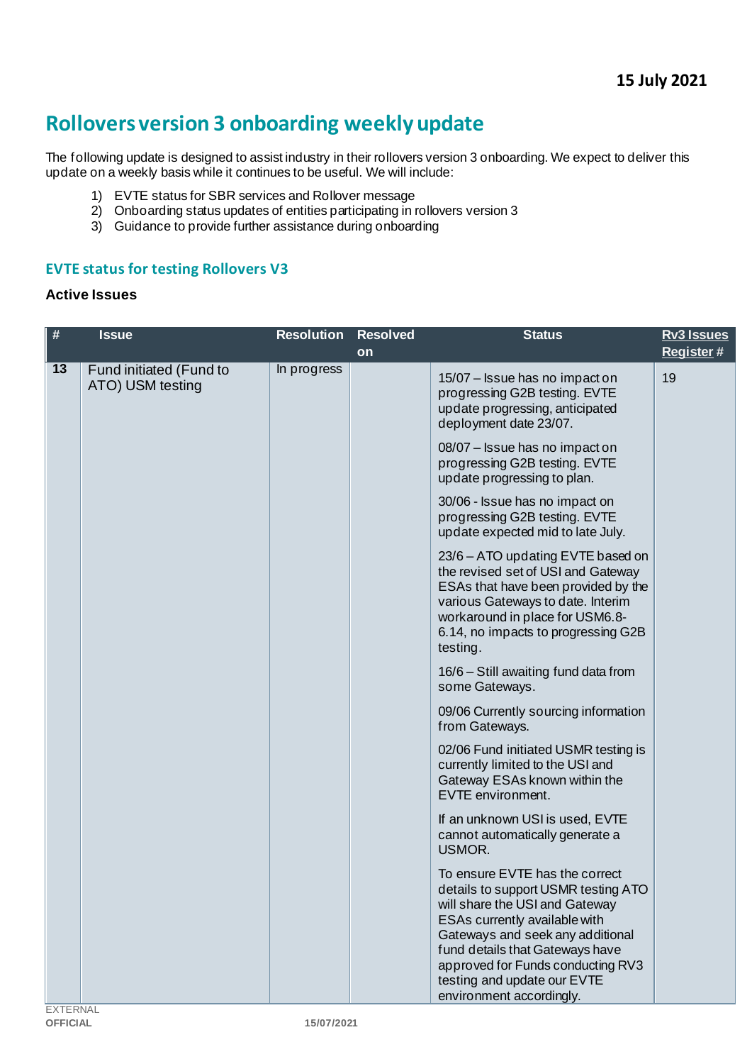15 July 2021

# Rollovers version 3 onboarding weekly update

The following update is designed to assist industry in their rollovers version 3 onboarding. We expect to deliver this update on a weekly basis while it continues to be useful. We will include:

1) EVTE status for SBR services and Rollover message
2) Onboarding status updates of entities participating in rollovers version 3
3) Guidance to provide further assistance during onboarding

## EVTE status for testing Rollovers V3

### Active Issues

| # | Issue | Resolution | Resolved on | Status | Rv3 Issues Register # |
|---|---|---|---|---|---|
| 13 | Fund initiated (Fund to ATO) USM testing | In progress | | 15/07 – Issue has no impact on progressing G2B testing. EVTE update progressing, anticipated deployment date 23/07.<br><br>08/07 – Issue has no impact on progressing G2B testing. EVTE update progressing to plan.<br><br>30/06 - Issue has no impact on progressing G2B testing. EVTE update expected mid to late July.<br><br>23/6 – ATO updating EVTE based on the revised set of USI and Gateway ESAs that have been provided by the various Gateways to date. Interim workaround in place for USM6.8-6.14, no impacts to progressing G2B testing.<br><br>16/6 – Still awaiting fund data from some Gateways.<br><br>09/06 Currently sourcing information from Gateways.<br><br>02/06 Fund initiated USMR testing is currently limited to the USI and Gateway ESAs known within the EVTE environment.<br><br>If an unknown USI is used, EVTE cannot automatically generate a USMOR.<br><br>To ensure EVTE has the correct details to support USMR testing ATO will share the USI and Gateway ESAs currently available with Gateways and seek any additional fund details that Gateways have approved for Funds conducting RV3 testing and update our EVTE environment accordingly. | 19 |

EXTERNAL
OFFICIAL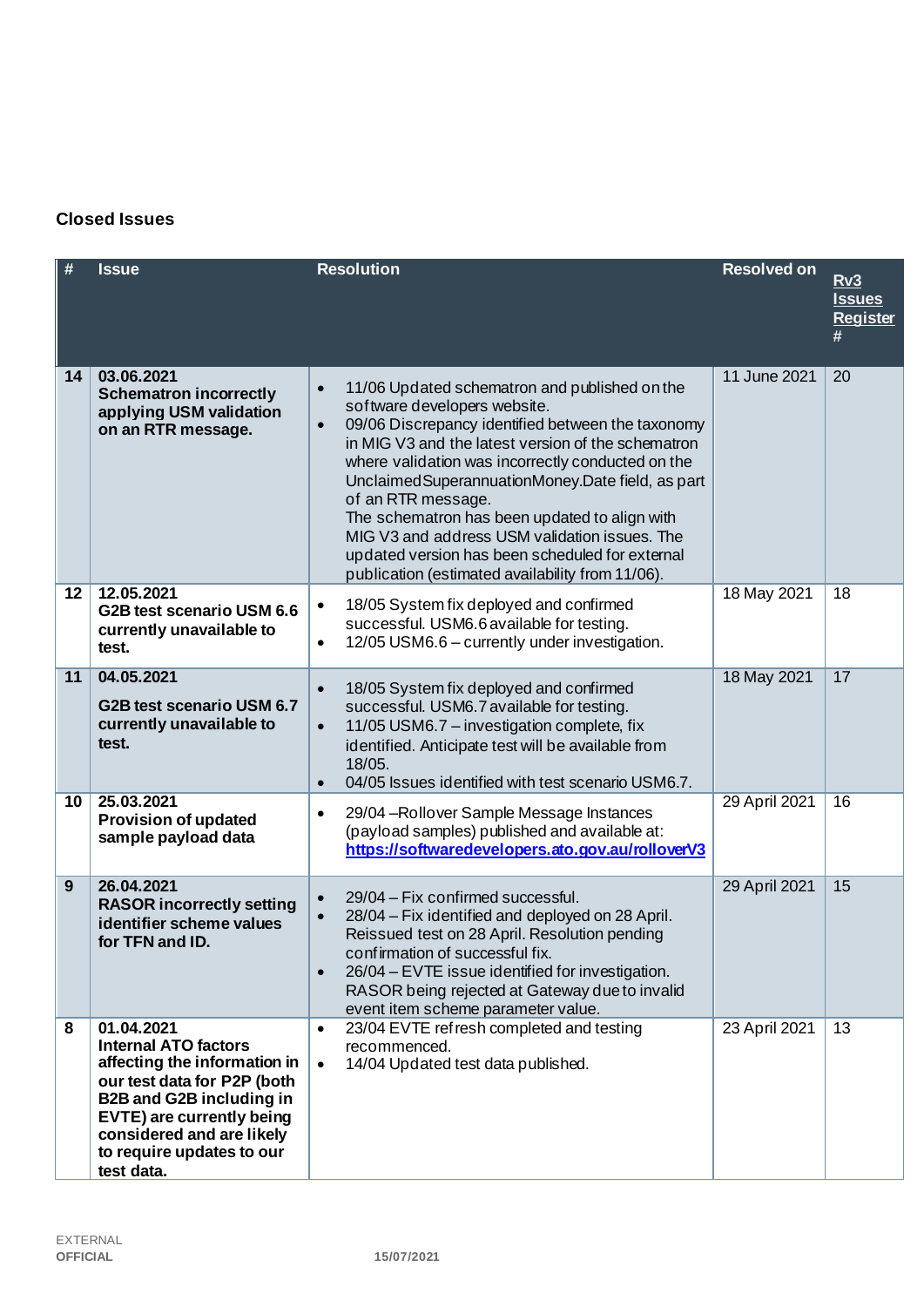### Closed Issues

| # | Issue | Resolution | Resolved on | Rv3 Issues Register # |
|---|---|---|---|---|
| 14 | 03.06.2021 **Schematron incorrectly applying USM validation on an RTR message.** | • 11/06 Updated schematron and published on the software developers website. • 09/06 Discrepancy identified between the taxonomy in MIG V3 and the latest version of the schematron where validation was incorrectly conducted on the UnclaimedSuperannuationMoney.Date field, as part of an RTR message. The schematron has been updated to align with MIG V3 and address USM validation issues. The updated version has been scheduled for external publication (estimated availability from 11/06). | 11 June 2021 | 20 |
| 12 | 12.05.2021 **G2B test scenario USM 6.6 currently unavailable to test.** | • 18/05 System fix deployed and confirmed successful. USM6.6 available for testing. • 12/05 USM6.6 – currently under investigation. | 18 May 2021 | 18 |
| 11 | 04.05.2021 **G2B test scenario USM 6.7 currently unavailable to test.** | • 18/05 System fix deployed and confirmed successful. USM6.7 available for testing. • 11/05 USM6.7 – investigation complete, fix identified. Anticipate test will be available from 18/05. • 04/05 Issues identified with test scenario USM6.7. | 18 May 2021 | 17 |
| 10 | 25.03.2021 **Provision of updated sample payload data** | • 29/04 –Rollover Sample Message Instances (payload samples) published and available at: **https://softwaredevelopers.ato.gov.au/rolloverV3** | 29 April 2021 | 16 |
| 9 | 26.04.2021 **RASOR incorrectly setting identifier scheme values for TFN and ID.** | • 29/04 – Fix confirmed successful. • 28/04 – Fix identified and deployed on 28 April. Reissued test on 28 April. Resolution pending confirmation of successful fix. • 26/04 – EVTE issue identified for investigation. RASOR being rejected at Gateway due to invalid event item scheme parameter value. | 29 April 2021 | 15 |
| 8 | 01.04.2021 **Internal ATO factors affecting the information in our test data for P2P (both B2B and G2B including in EVTE) are currently being considered and are likely to require updates to our test data.** | • 23/04 EVTE refresh completed and testing recommenced. • 14/04 Updated test data published. | 23 April 2021 | 13 |

EXTERNAL
OFFICIAL

15/07/2021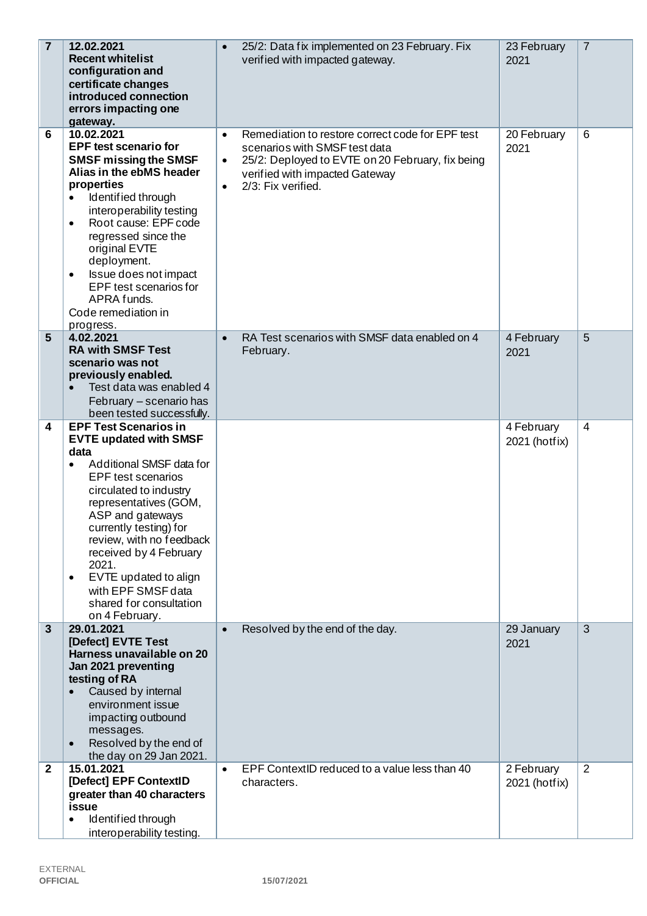| 7 | **12.02.2021**<br>**Recent whitelist configuration and certificate changes introduced connection errors impacting one gateway.** | • 25/2: Data fix implemented on 23 February. Fix verified with impacted gateway. | 23 February 2021 | 7 |
|---|---|---|---|---|
| 6 | **10.02.2021**<br>**EPF test scenario for SMSF missing the SMSF Alias in the ebMS header properties**<br>• Identified through interoperability testing<br>• Root cause: EPF code regressed since the original EVTE deployment.<br>• Issue does not impact EPF test scenarios for APRA funds.<br>Code remediation in progress. | • Remediation to restore correct code for EPF test scenarios with SMSF test data<br>• 25/2: Deployed to EVTE on 20 February, fix being verified with impacted Gateway<br>• 2/3: Fix verified. | 20 February 2021 | 6 |
| 5 | **4.02.2021**<br>**RA with SMSF Test scenario was not previously enabled.**<br>• Test data was enabled 4 February – scenario has been tested successfully. | • RA Test scenarios with SMSF data enabled on 4 February. | 4 February 2021 | 5 |
| 4 | **EPF Test Scenarios in EVTE updated with SMSF data**<br>• Additional SMSF data for EPF test scenarios circulated to industry representatives (GOM, ASP and gateways currently testing) for review, with no feedback received by 4 February 2021.<br>• EVTE updated to align with EPF SMSF data shared for consultation on 4 February. | | 4 February 2021 (hotfix) | 4 |
| 3 | **29.01.2021**<br>**[Defect] EVTE Test Harness unavailable on 20 Jan 2021 preventing testing of RA**<br>• Caused by internal environment issue impacting outbound messages.<br>• Resolved by the end of the day on 29 Jan 2021. | • Resolved by the end of the day. | 29 January 2021 | 3 |
| 2 | **15.01.2021**<br>**[Defect] EPF ContextID greater than 40 characters issue**<br>• Identified through interoperability testing. | • EPF ContextID reduced to a value less than 40 characters. | 2 February 2021 (hotfix) | 2 |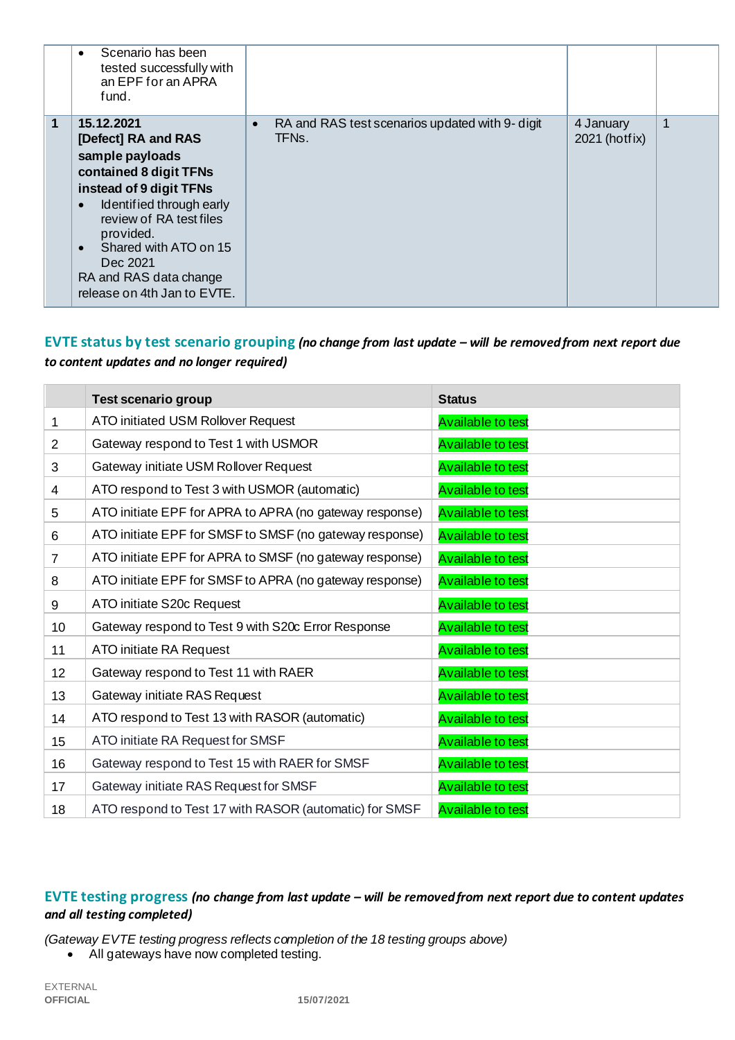|  | • Scenario has been tested successfully with an EPF for an APRA fund. |  |  |  |
|---|---|---|---|---|
| **1** | **15.12.2021**<br>**[Defect] RA and RAS sample payloads contained 8 digit TFNs instead of 9 digit TFNs**<br>• Identified through early review of RA test files provided.<br>• Shared with ATO on 15 Dec 2021<br>RA and RAS data change release on 4th Jan to EVTE. | • RA and RAS test scenarios updated with 9- digit TFNs. | 4 January 2021 (hotfix) | 1 |

## EVTE status by test scenario grouping *(no change from last update – will be removed from next report due to content updates and no longer required)*

|  | Test scenario group | Status |
|---|---|---|
| 1 | ATO initiated USM Rollover Request | Available to test |
| 2 | Gateway respond to Test 1 with USMOR | Available to test |
| 3 | Gateway initiate USM Rollover Request | Available to test |
| 4 | ATO respond to Test 3 with USMOR (automatic) | Available to test |
| 5 | ATO initiate EPF for APRA to APRA (no gateway response) | Available to test |
| 6 | ATO initiate EPF for SMSF to SMSF (no gateway response) | Available to test |
| 7 | ATO initiate EPF for APRA to SMSF (no gateway response) | Available to test |
| 8 | ATO initiate EPF for SMSF to APRA (no gateway response) | Available to test |
| 9 | ATO initiate S20c Request | Available to test |
| 10 | Gateway respond to Test 9 with S20c Error Response | Available to test |
| 11 | ATO initiate RA Request | Available to test |
| 12 | Gateway respond to Test 11 with RAER | Available to test |
| 13 | Gateway initiate RAS Request | Available to test |
| 14 | ATO respond to Test 13 with RASOR (automatic) | Available to test |
| 15 | ATO initiate RA Request for SMSF | Available to test |
| 16 | Gateway respond to Test 15 with RAER for SMSF | Available to test |
| 17 | Gateway initiate RAS Request for SMSF | Available to test |
| 18 | ATO respond to Test 17 with RASOR (automatic) for SMSF | Available to test |

## EVTE testing progress *(no change from last update – will be removed from next report due to content updates and all testing completed)*

*(Gateway EVTE testing progress reflects completion of the 18 testing groups above)*

- All gateways have now completed testing.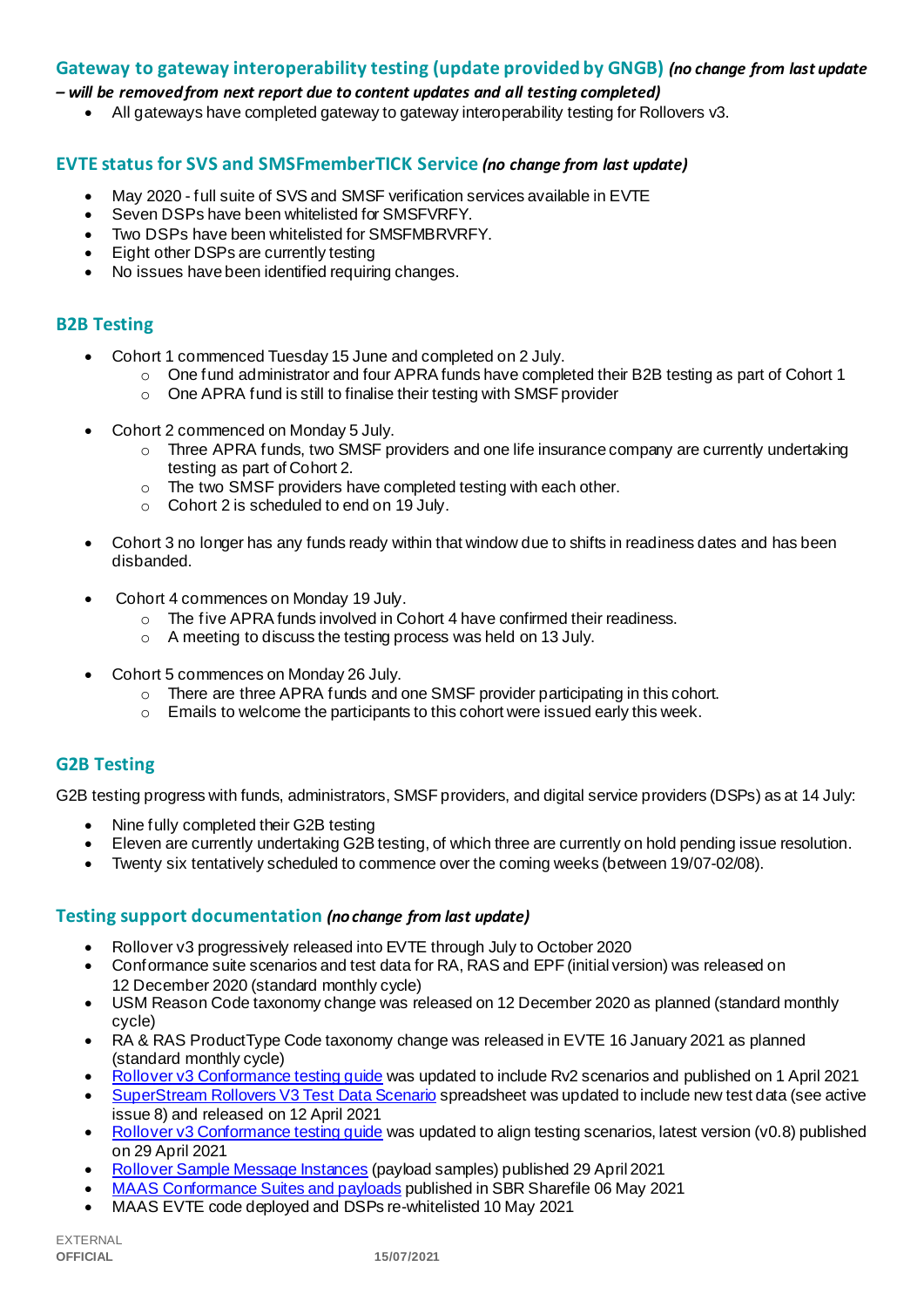## Gateway to gateway interoperability testing (update provided by GNGB) *(no change from last update – will be removed from next report due to content updates and all testing completed)*

- All gateways have completed gateway to gateway interoperability testing for Rollovers v3.

## EVTE status for SVS and SMSFmemberTICK Service *(no change from last update)*

- May 2020 - full suite of SVS and SMSF verification services available in EVTE
- Seven DSPs have been whitelisted for SMSFVRFY.
- Two DSPs have been whitelisted for SMSFMBRVRFY.
- Eight other DSPs are currently testing
- No issues have been identified requiring changes.

## B2B Testing

- Cohort 1 commenced Tuesday 15 June and completed on 2 July.
  - One fund administrator and four APRA funds have completed their B2B testing as part of Cohort 1
  - One APRA fund is still to finalise their testing with SMSF provider
- Cohort 2 commenced on Monday 5 July.
  - Three APRA funds, two SMSF providers and one life insurance company are currently undertaking testing as part of Cohort 2.
  - The two SMSF providers have completed testing with each other.
  - Cohort 2 is scheduled to end on 19 July.
- Cohort 3 no longer has any funds ready within that window due to shifts in readiness dates and has been disbanded.
- Cohort 4 commences on Monday 19 July.
  - The five APRA funds involved in Cohort 4 have confirmed their readiness.
  - A meeting to discuss the testing process was held on 13 July.
- Cohort 5 commences on Monday 26 July.
  - There are three APRA funds and one SMSF provider participating in this cohort.
  - Emails to welcome the participants to this cohort were issued early this week.

## G2B Testing

G2B testing progress with funds, administrators, SMSF providers, and digital service providers (DSPs) as at 14 July:

- Nine fully completed their G2B testing
- Eleven are currently undertaking G2B testing, of which three are currently on hold pending issue resolution.
- Twenty six tentatively scheduled to commence over the coming weeks (between 19/07-02/08).

## Testing support documentation *(no change from last update)*

- Rollover v3 progressively released into EVTE through July to October 2020
- Conformance suite scenarios and test data for RA, RAS and EPF (initial version) was released on 12 December 2020 (standard monthly cycle)
- USM Reason Code taxonomy change was released on 12 December 2020 as planned (standard monthly cycle)
- RA & RAS ProductType Code taxonomy change was released in EVTE 16 January 2021 as planned (standard monthly cycle)
- Rollover v3 Conformance testing guide was updated to include Rv2 scenarios and published on 1 April 2021
- SuperStream Rollovers V3 Test Data Scenario spreadsheet was updated to include new test data (see active issue 8) and released on 12 April 2021
- Rollover v3 Conformance testing guide was updated to align testing scenarios, latest version (v0.8) published on 29 April 2021
- Rollover Sample Message Instances (payload samples) published 29 April 2021
- MAAS Conformance Suites and payloads published in SBR Sharefile 06 May 2021
- MAAS EVTE code deployed and DSPs re-whitelisted 10 May 2021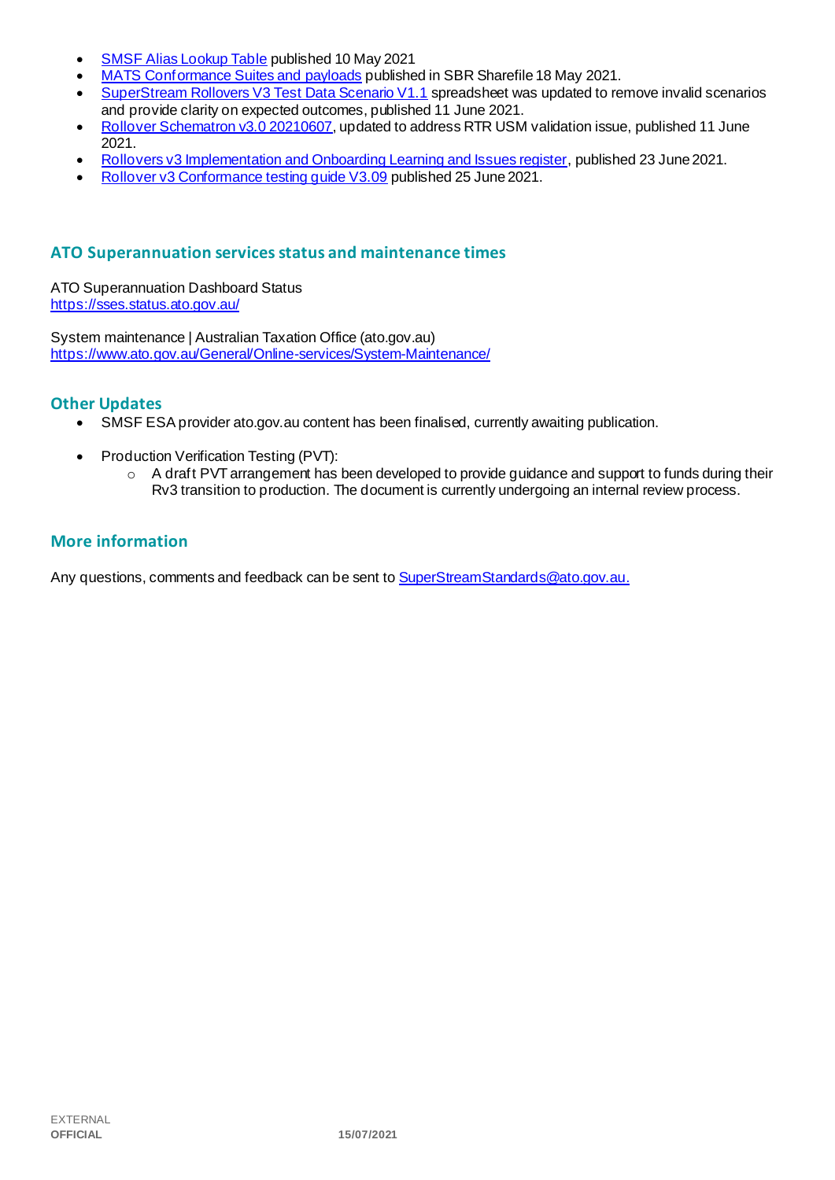- SMSF Alias Lookup Table published 10 May 2021
- MATS Conformance Suites and payloads published in SBR Sharefile 18 May 2021.
- SuperStream Rollovers V3 Test Data Scenario V1.1 spreadsheet was updated to remove invalid scenarios and provide clarity on expected outcomes, published 11 June 2021.
- Rollover Schematron v3.0 20210607, updated to address RTR USM validation issue, published 11 June 2021.
- Rollovers v3 Implementation and Onboarding Learning and Issues register, published 23 June 2021.
- Rollover v3 Conformance testing guide V3.09 published 25 June 2021.

## ATO Superannuation services status and maintenance times

ATO Superannuation Dashboard Status
https://sses.status.ato.gov.au/

System maintenance | Australian Taxation Office (ato.gov.au)
https://www.ato.gov.au/General/Online-services/System-Maintenance/

## Other Updates

- SMSF ESA provider ato.gov.au content has been finalised, currently awaiting publication.

- Production Verification Testing (PVT):
  - A draft PVT arrangement has been developed to provide guidance and support to funds during their Rv3 transition to production. The document is currently undergoing an internal review process.

## More information

Any questions, comments and feedback can be sent to SuperStreamStandards@ato.gov.au.